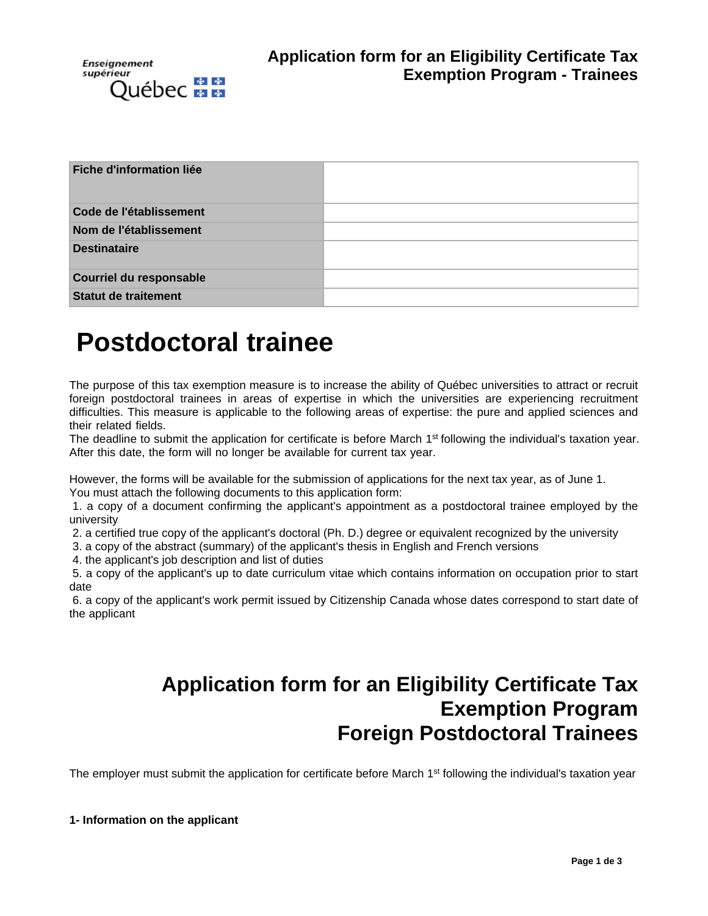# Application form for an Eligibility Certificate Tax Exemption Program - Trainees

| Fiche d'information liée | |
|---|---|
| Code de l'établissement | |
| Nom de l'établissement | |
| Destinataire | |
| Courriel du responsable | |
| Statut de traitement | |

# Postdoctoral trainee

The purpose of this tax exemption measure is to increase the ability of Québec universities to attract or recruit foreign postdoctoral trainees in areas of expertise in which the universities are experiencing recruitment difficulties. This measure is applicable to the following areas of expertise: the pure and applied sciences and their related fields.

The deadline to submit the application for certificate is before March 1st following the individual's taxation year. After this date, the form will no longer be available for current tax year.

However, the forms will be available for the submission of applications for the next tax year, as of June 1.

You must attach the following documents to this application form:

1. a copy of a document confirming the applicant's appointment as a postdoctoral trainee employed by the university
2. a certified true copy of the applicant's doctoral (Ph. D.) degree or equivalent recognized by the university
3. a copy of the abstract (summary) of the applicant's thesis in English and French versions
4. the applicant's job description and list of duties
5. a copy of the applicant's up to date curriculum vitae which contains information on occupation prior to start date
6. a copy of the applicant's work permit issued by Citizenship Canada whose dates correspond to start date of the applicant

## Application form for an Eligibility Certificate Tax Exemption Program Foreign Postdoctoral Trainees

The employer must submit the application for certificate before March 1st following the individual's taxation year

**1- Information on the applicant**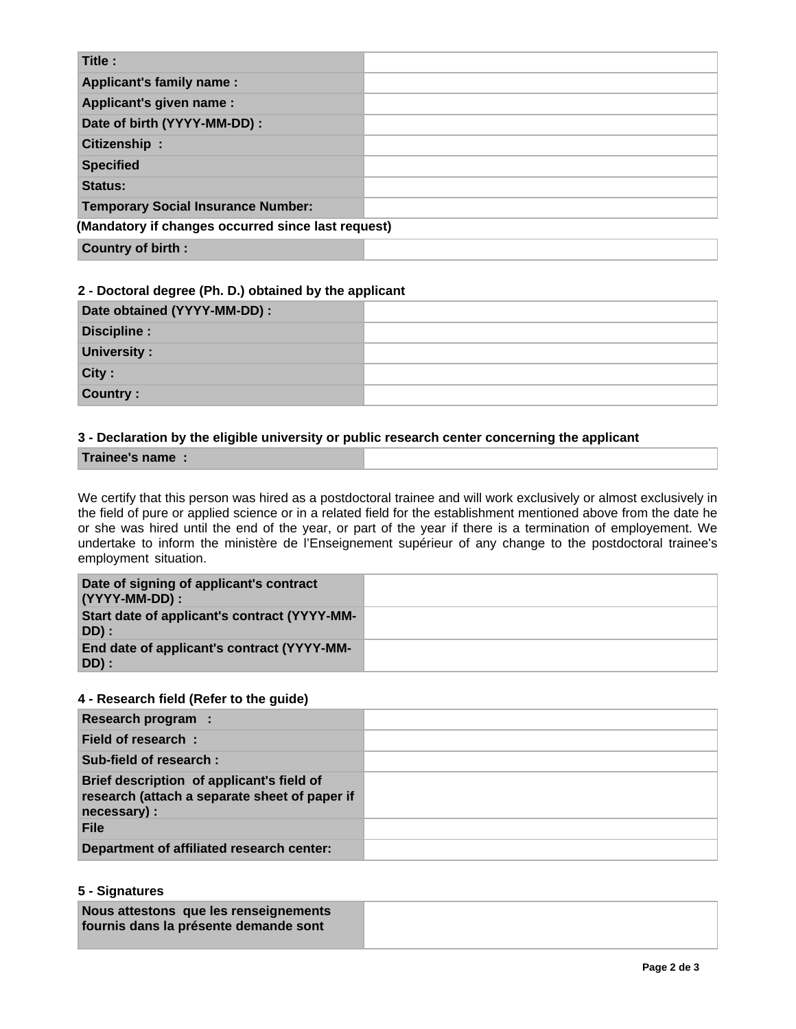| | |
|---|---|
| **Title :** | |
| **Applicant's family name :** | |
| **Applicant's given name :** | |
| **Date of birth (YYYY-MM-DD) :** | |
| **Citizenship :** | |
| **Specified** | |
| **Status:** | |
| **Temporary Social Insurance Number:** | |

**(Mandatory if changes occurred since last request)**

| | |
|---|---|
| **Country of birth :** | |

### 2 - Doctoral degree (Ph. D.) obtained by the applicant

| | |
|---|---|
| **Date obtained (YYYY-MM-DD) :** | |
| **Discipline :** | |
| **University :** | |
| **City :** | |
| **Country :** | |

### 3 - Declaration by the eligible university or public research center concerning the applicant

| | |
|---|---|
| **Trainee's name :** | |

We certify that this person was hired as a postdoctoral trainee and will work exclusively or almost exclusively in the field of pure or applied science or in a related field for the establishment mentioned above from the date he or she was hired until the end of the year, or part of the year if there is a termination of employement. We undertake to inform the ministère de l'Enseignement supérieur of any change to the postdoctoral trainee's employment situation.

| | |
|---|---|
| **Date of signing of applicant's contract (YYYY-MM-DD) :** | |
| **Start date of applicant's contract (YYYY-MM-DD) :** | |
| **End date of applicant's contract (YYYY-MM-DD) :** | |

### 4 - Research field (Refer to the guide)

| | |
|---|---|
| **Research program :** | |
| **Field of research :** | |
| **Sub-field of research :** | |
| **Brief description of applicant's field of research (attach a separate sheet of paper if necessary) :** | |
| **File** | |
| **Department of affiliated research center:** | |

### 5 - Signatures

| | |
|---|---|
| **Nous attestons que les renseignements fournis dans la présente demande sont** | |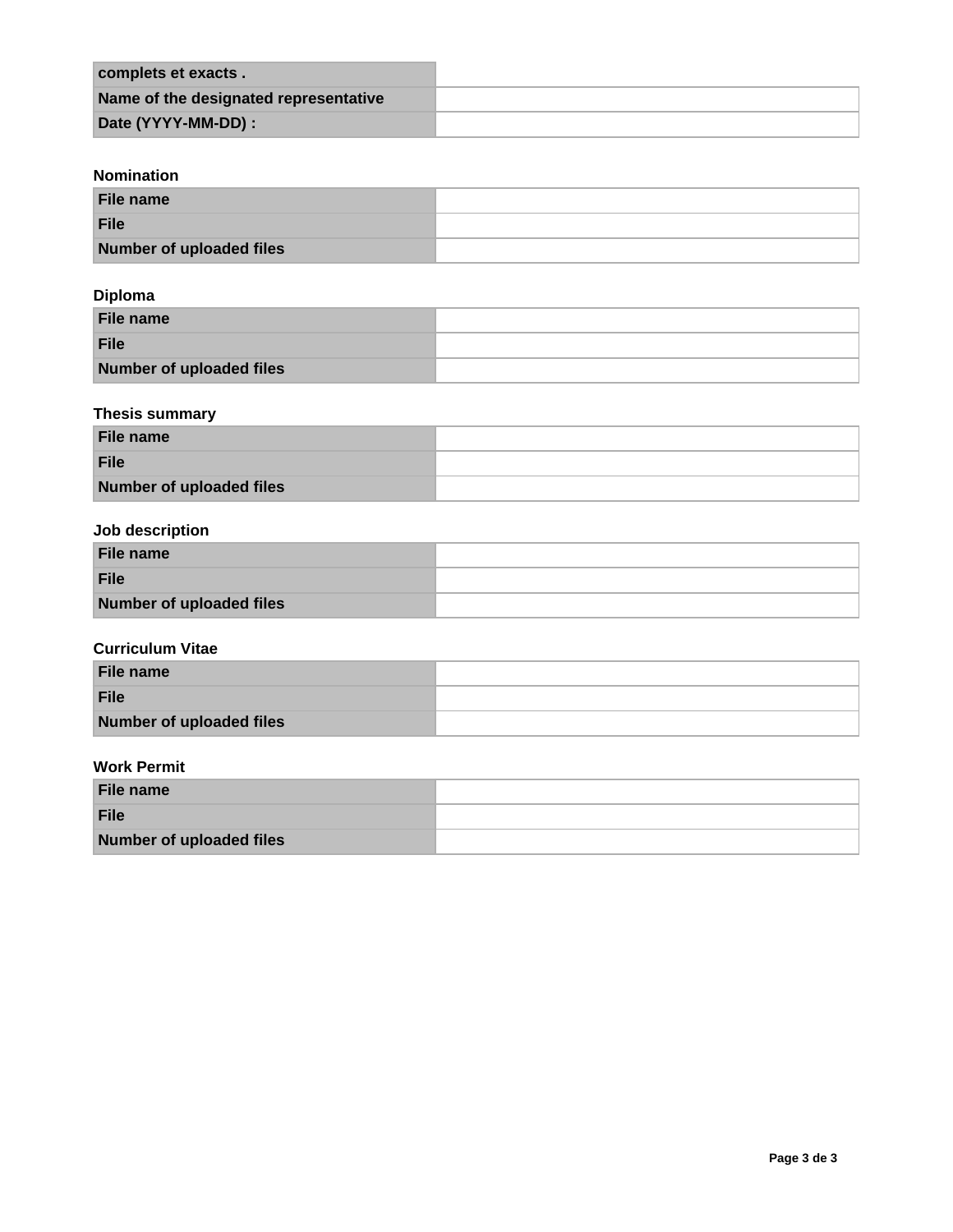| | |
|---|---|
| **complets et exacts .** | |
| **Name of the designated representative** | |
| **Date (YYYY-MM-DD) :** | |

**Nomination**

| | |
|---|---|
| **File name** | |
| **File** | |
| **Number of uploaded files** | |

**Diploma**

| | |
|---|---|
| **File name** | |
| **File** | |
| **Number of uploaded files** | |

**Thesis summary**

| | |
|---|---|
| **File name** | |
| **File** | |
| **Number of uploaded files** | |

**Job description**

| | |
|---|---|
| **File name** | |
| **File** | |
| **Number of uploaded files** | |

**Curriculum Vitae**

| | |
|---|---|
| **File name** | |
| **File** | |
| **Number of uploaded files** | |

**Work Permit**

| | |
|---|---|
| **File name** | |
| **File** | |
| **Number of uploaded files** | |